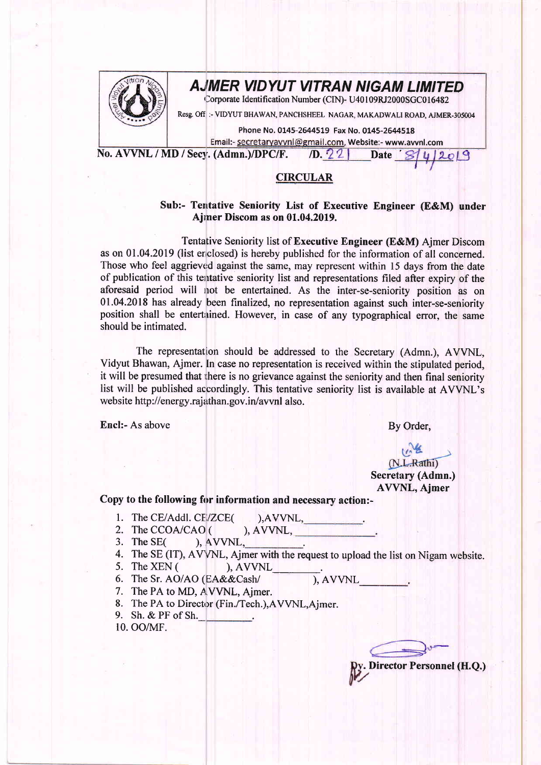# AJMER VIDYUT VITRAN NIGAM LIMITED

Corporate Identification Number (CIN)- U40109RJ2000SGC016482

Resg. Off :- VIDYUT BHAWAN, PANCHSHEEL NAGAR, MAKADWALI ROAD, AJMER-305004

Phone No. 0145-2644519 Fax No. 0145-2644518

Email:- secretaryavvnl@gmail.com, Website:- www.avvnl.com

**No. AVVNL / MD / Secy. (Admn.)/DPC/F. /D. 221 Date 8/4/2019**

## CIRCULAR

**Sub:- Tentative Seniority List of Executive Engineer (E&M) under Ajmer Discom as on 01.04.2019.**

Tentative Seniority list of **Executive Engineer (E&M)** Ajmer Discom as on 01.04.2019 (list enclosed) is hereby published for the information of all concerned. Those who feel aggrieved against the same, may represent within 15 days from the date of publication of this tentative seniority list and representations filed after expiry of the aforesaid period will not be entertained. As the inter-se-seniority position as on 01.04.2018 has already been finalized, no representation against such inter-se-seniority position shall be entertained. However, in case of any typographical error, the same should be intimated.

The representation should be addressed to the Secretary (Admn.), AVVNL, Vidyut Bhawan, Ajmer. In case no representation is received within the stipulated period, it will be presumed that there is no grievance against the seniority and then final seniority list will be published accordingly. This tentative seniority list is available at AVVNL's website http://energy.rajathan.gov.in/avvnl also.

**Encl:-** As above

By Order,

(N.L.Rathi)
**Secretary (Admn.)**
**AVVNL, Ajmer**

**Copy to the following for information and necessary action:-**

1. The CE/Addl. CE/ZCE( ),AVVNL,\_\_\_\_\_\_\_\_\_\_.
2. The CCOA/CAO ( ), AVVNL, \_\_\_\_\_\_\_\_\_\_\_\_\_\_.
3. The SE( ), AVVNL,\_\_\_\_\_\_\_\_\_\_.
4. The SE (IT), AVVNL, Ajmer with the request to upload the list on Nigam website.
5. The XEN ( ), AVVNL\_\_\_\_\_\_\_\_.
6. The Sr. AO/AO (EA&&Cash/ ), AVVNL\_\_\_\_\_\_\_\_.
7. The PA to MD, AVVNL, Ajmer.
8. The PA to Director (Fin./Tech.),AVVNL,Ajmer.
9. Sh. & PF of Sh.\_\_\_\_\_\_\_\_\_.
10. OO/MF.

**Dy. Director Personnel (H.Q.)**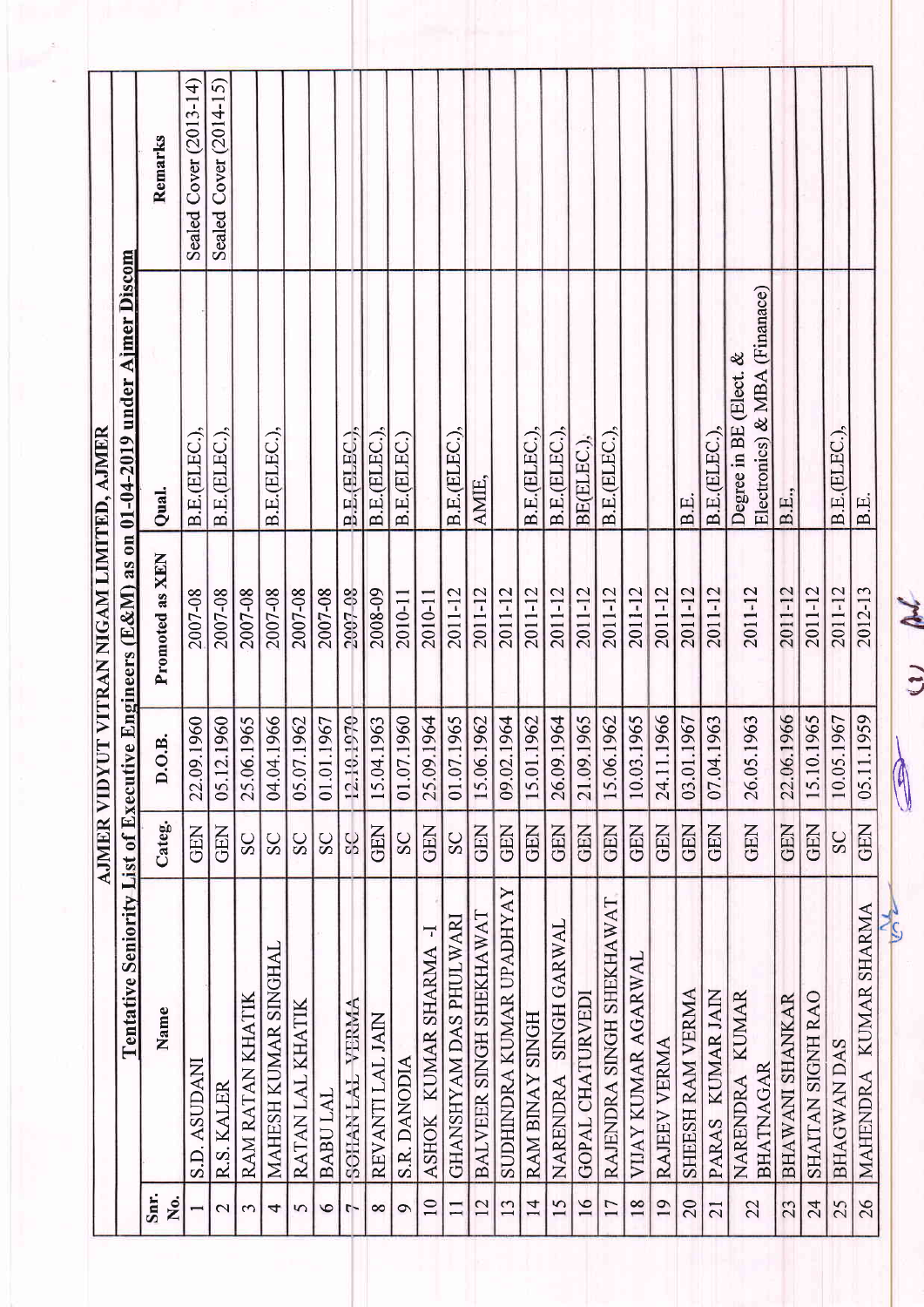# AJMER VIDYUT VITRAN NIGAM LIMITED, AJMER

## Tentative Seniority List of Executive Engineers (E&M) as on 01-04-2019 under Ajmer Discom

| Snr. No. | Name | Categ. | D.O.B. | Promoted as XEN | Qual. | Remarks |
|---|---|---|---|---|---|---|
| 1 | S.D. ASUDANI | GEN | 22.09.1960 | 2007-08 | B.E.(ELEC.), | Sealed Cover (2013-14) |
| 2 | R.S. KALER | GEN | 05.12.1960 | 2007-08 | B.E.(ELEC.), | Sealed Cover (2014-15) |
| 3 | RAM RATAN KHATIK | SC | 25.06.1965 | 2007-08 | | |
| 4 | MAHESH KUMAR SINGHAL | SC | 04.04.1966 | 2007-08 | B.E.(ELEC.), | |
| 5 | RATAN LAL KHATIK | SC | 05.07.1962 | 2007-08 | | |
| 6 | BABU LAL | SC | 01.01.1967 | 2007-08 | | |
| 7 | ~~SOHAN LAL VERMA~~ | ~~SC~~ | ~~12.10.1970~~ | ~~2007-08~~ | ~~B.E.(ELEC.),~~ | |
| 8 | REVANTI LAL JAIN | GEN | 15.04.1963 | 2008-09 | B.E.(ELEC.), | |
| 9 | S.R. DANODIA | SC | 01.07.1960 | 2010-11 | B.E.(ELEC.) | |
| 10 | ASHOK KUMAR SHARMA -I | GEN | 25.09.1964 | 2010-11 | | |
| 11 | GHANSHYAM DAS PHULWARI | SC | 01.07.1965 | 2011-12 | B.E.(ELEC.), | |
| 12 | BALVEER SINGH SHEKHAWAT | GEN | 15.06.1962 | 2011-12 | AMIE, | |
| 13 | SUDHINDRA KUMAR UPADHYAY | GEN | 09.02.1964 | 2011-12 | | |
| 14 | RAM BINAY SINGH | GEN | 15.01.1962 | 2011-12 | B.E.(ELEC.), | |
| 15 | NARENDRA SINGH GARWAL | GEN | 26.09.1964 | 2011-12 | B.E.(ELEC.), | |
| 16 | GOPAL CHATURVEDI | GEN | 21.09.1965 | 2011-12 | BE(ELEC.), | |
| 17 | RAJENDRA SINGH SHEKHAWAT | GEN | 15.06.1962 | 2011-12 | B.E.(ELEC.), | |
| 18 | VIJAY KUMAR AGARWAL | GEN | 10.03.1965 | 2011-12 | | |
| 19 | RAJEEV VERMA | GEN | 24.11.1966 | 2011-12 | | |
| 20 | SHEESH RAM VERMA | GEN | 03.01.1967 | 2011-12 | B.E. | |
| 21 | PARAS KUMAR JAIN | GEN | 07.04.1963 | 2011-12 | B.E.(ELEC.), | |
| 22 | NARENDRA KUMAR BHATNAGAR | GEN | 26.05.1963 | 2011-12 | Degree in BE (Elect. & Electronics) & MBA (Finanace) | |
| 23 | BHAWANI SHANKAR | GEN | 22.06.1966 | 2011-12 | B.E., | |
| 24 | SHAITAN SIGNH RAO | GEN | 15.10.1965 | 2011-12 | | |
| 25 | BHAGWAN DAS | SC | 10.05.1967 | 2011-12 | B.E.(ELEC.), | |
| 26 | MAHENDRA KUMAR SHARMA | GEN | 05.11.1959 | 2012-13 | B.E. | |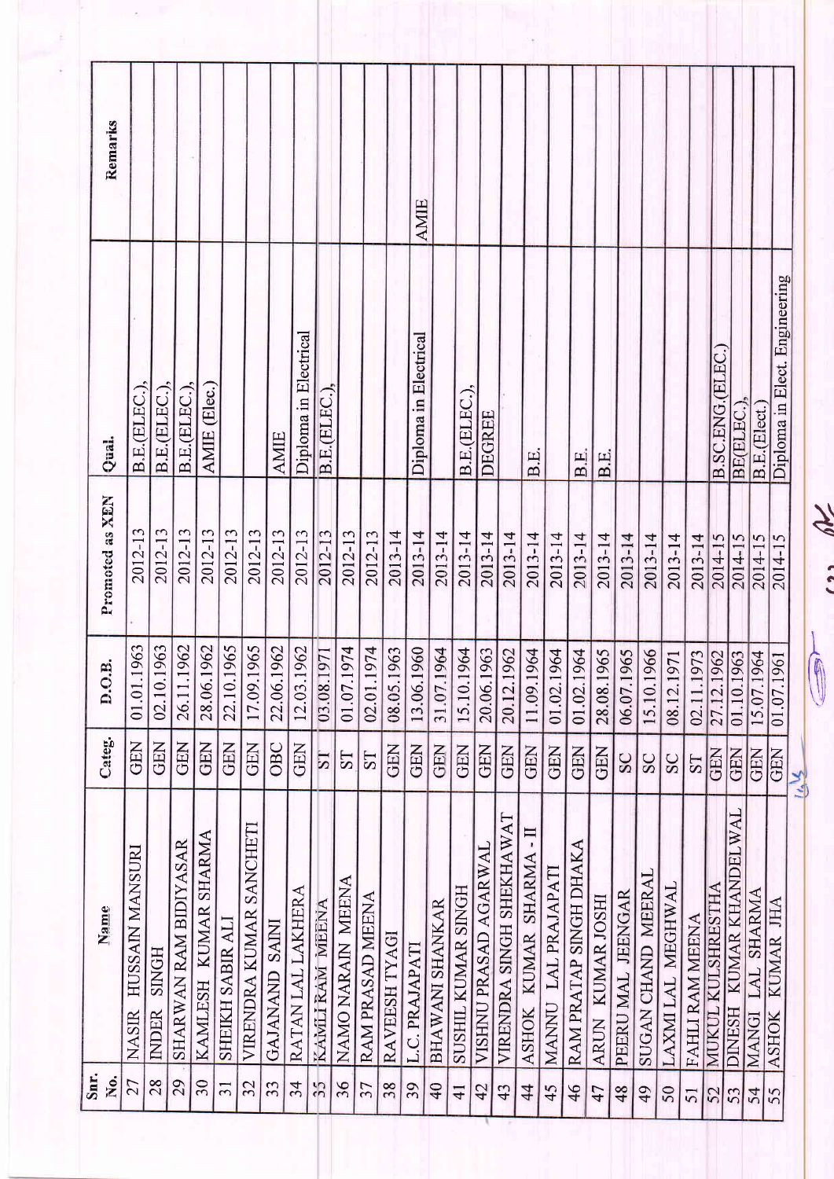| Snr. No. | Name | Categ. | D.O.B. | Promoted as XEN | Qual. | Remarks |
|---|---|---|---|---|---|---|
| 27 | NASIR HUSSAIN MANSURI | GEN | 01.01.1963 | 2012-13 | B.E.(ELEC.), | |
| 28 | INDER SINGH | GEN | 02.10.1963 | 2012-13 | B.E.(ELEC.), | |
| 29 | SHARWAN RAM BIDIYASAR | GEN | 26.11.1962 | 2012-13 | B.E.(ELEC.), | |
| 30 | KAMLESH KUMAR SHARMA | GEN | 28.06.1962 | 2012-13 | AMIE (Elec.) | |
| 31 | SHEIKH SABIR ALI | GEN | 22.10.1965 | 2012-13 | | |
| 32 | VIRENDRA KUMAR SANCHETI | GEN | 17.09.1965 | 2012-13 | | |
| 33 | GAJANAND SAINI | OBC | 22.06.1962 | 2012-13 | AMIE | |
| 34 | RATAN LAL LAKHERA | GEN | 12.03.1962 | 2012-13 | Diploma in Electrical | |
| 35 | KAMLI RAM MEENA | ST | 03.08.1971 | 2012-13 | B.E.(ELEC.), | |
| 36 | NAMO NARAIN MEENA | ST | 01.07.1974 | 2012-13 | | |
| 37 | RAM PRASAD MEENA | ST | 02.01.1974 | 2012-13 | | |
| 38 | RAVEESH TYAGI | GEN | 08.05.1963 | 2013-14 | | AMIE |
| 39 | L.C. PRAJAPATI | GEN | 13.06.1960 | 2013-14 | Diploma in Electrical | |
| 40 | BHAWANI SHANKAR | GEN | 31.07.1964 | 2013-14 | | |
| 41 | SUSHIL KUMAR SINGH | GEN | 15.10.1964 | 2013-14 | B.E.(ELEC.), | |
| 42 | VISHNU PRASAD AGARWAL | GEN | 20.06.1963 | 2013-14 | DEGREE | |
| 43 | VIRENDRA SINGH SHEKHAWAT | GEN | 20.12.1962 | 2013-14 | | |
| 44 | ASHOK KUMAR SHARMA - II | GEN | 11.09.1964 | 2013-14 | B.E. | |
| 45 | MANNU LAL PRAJAPATI | GEN | 01.02.1964 | 2013-14 | | |
| 46 | RAM PRATAP SINGH DHAKA | GEN | 01.02.1964 | 2013-14 | B.E. | |
| 47 | ARUN KUMAR JOSHI | GEN | 28.08.1965 | 2013-14 | B.E. | |
| 48 | PEERU MAL JEENGAR | SC | 06.07.1965 | 2013-14 | | |
| 49 | SUGAN CHAND MEERAL | SC | 15.10.1966 | 2013-14 | | |
| 50 | LAXMI LAL MEGHWAL | SC | 08.12.1971 | 2013-14 | | |
| 51 | FAHLI RAM MEENA | ST | 02.11.1973 | 2013-14 | | |
| 52 | MUKUL KULSHRESTHA | GEN | 27.12.1962 | 2014-15 | B.SC.ENG.(ELEC.) | |
| 53 | DINESH KUMAR KHANDELWAL | GEN | 01.10.1963 | 2014-15 | BE(ELEC.), | |
| 54 | MANGI LAL SHARMA | GEN | 15.07.1964 | 2014-15 | B.E.(Elect.) | |
| 55 | ASHOK KUMAR JHA | GEN | 01.07.1961 | 2014-15 | Diploma in Elect. Engineering | |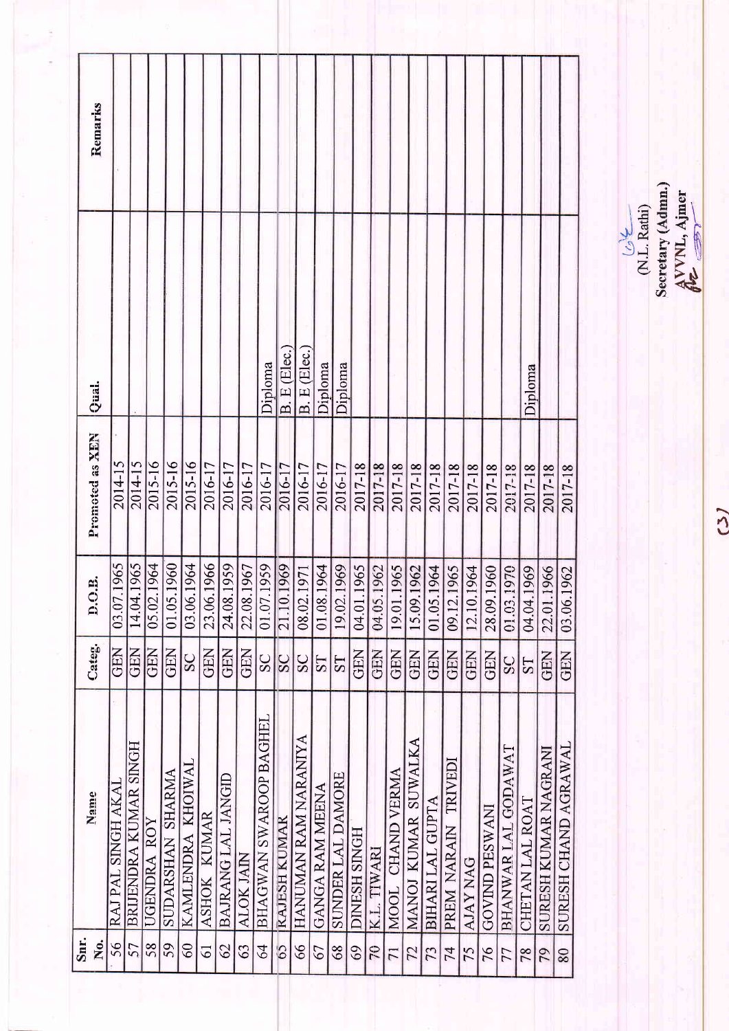| Snr. No. | Name | Categ. | D.O.B. | Promoted as XEN | Qual. | Remarks |
|---|---|---|---|---|---|---|
| 56 | RAJ PAL SINGH AKAL | GEN | 03.07.1965 | 2014-15 | | |
| 57 | BRIJENDRA KUMAR SINGH | GEN | 14.04.1965 | 2014-15 | | |
| 58 | UGENDRA ROY | GEN | 05.02.1964 | 2015-16 | | |
| 59 | SUDARSHAN SHARMA | GEN | 01.05.1960 | 2015-16 | | |
| 60 | KAMLENDRA KHOIWAL | SC | 03.06.1964 | 2015-16 | | |
| 61 | ASHOK KUMAR | GEN | 23.06.1966 | 2016-17 | | |
| 62 | BAJRANG LAL JANGID | GEN | 24.08.1959 | 2016-17 | | |
| 63 | ALOK JAIN | GEN | 22.08.1967 | 2016-17 | | |
| 64 | BHAGWAN SWAROOP BAGHEL | SC | 01.07.1959 | 2016-17 | Diploma | |
| 65 | RAJESH KUMAR | SC | 21.10.1969 | 2016-17 | B. E (Elec.) | |
| 66 | HANUMAN RAM NARANIYA | SC | 08.02.1971 | 2016-17 | B. E (Elec.) | |
| 67 | GANGA RAM MEENA | ST | 01.08.1964 | 2016-17 | Diploma | |
| 68 | SUNDER LAL DAMORE | ST | 19.02.1969 | 2016-17 | Diploma | |
| 69 | DINESH SINGH | GEN | 04.01.1965 | 2017-18 | | |
| 70 | K.L. TIWARI | GEN | 04.05.1962 | 2017-18 | | |
| 71 | MOOL CHAND VERMA | GEN | 19.01.1965 | 2017-18 | | |
| 72 | MANOJ KUMAR SUWALKA | GEN | 15.09.1962 | 2017-18 | | |
| 73 | BIHARI LAL GUPTA | GEN | 01.05.1964 | 2017-18 | | |
| 74 | PREM NARAIN TRIVEDI | GEN | 09.12.1965 | 2017-18 | | |
| 75 | AJAY NAG | GEN | 12.10.1964 | 2017-18 | | |
| 76 | GOVIND PESWANI | GEN | 28.09.1960 | 2017-18 | | |
| 77 | BHANWAR LAL GODAWAT | SC | 01.03.1970 | 2017-18 | | |
| 78 | CHETAN LAL ROAT | ST | 04.04.1969 | 2017-18 | Diploma | |
| 79 | SURESH KUMAR NAGRANI | GEN | 22.01.1966 | 2017-18 | | |
| 80 | SURESH CHAND AGRAWAL | GEN | 03.06.1962 | 2017-18 | | |

(N.L. Rathi)
Secretary (Admn.)
AVVNL, Ajmer